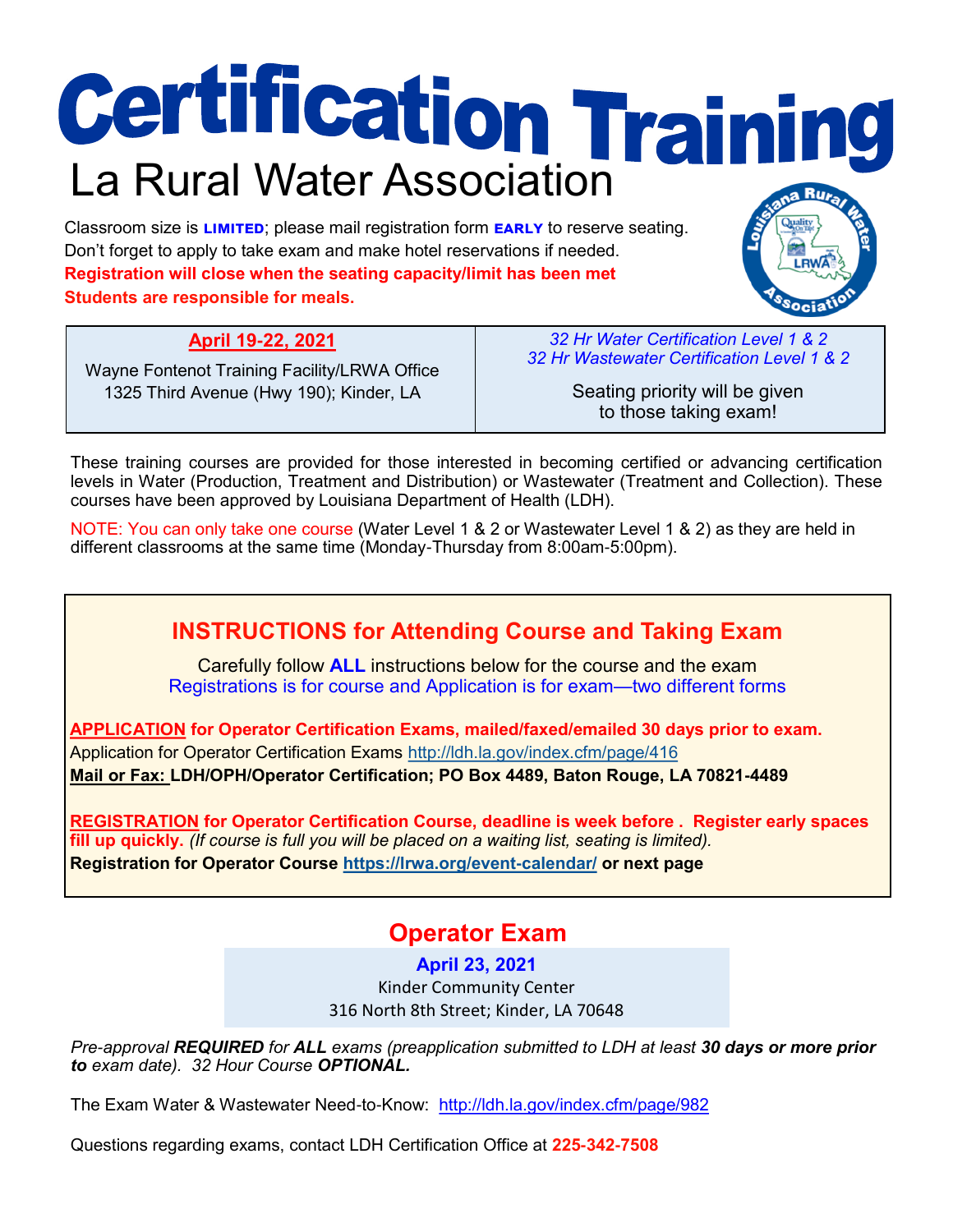# Certification Training

## La Rural Water Association

Classroom size is **LIMITED**; please mail registration form **EARLY** to reserve seating.
Don't forget to apply to take exam and make hotel reservations if needed.
**Registration will close when the seating capacity/limit has been met**
**Students are responsible for meals.**

| **April 19-22, 2021**<br>Wayne Fontenot Training Facility/LRWA Office<br>1325 Third Avenue (Hwy 190); Kinder, LA | *32 Hr Water Certification Level 1 & 2*<br>*32 Hr Wastewater Certification Level 1 & 2*<br>Seating priority will be given to those taking exam! |
|---|---|

These training courses are provided for those interested in becoming certified or advancing certification levels in Water (Production, Treatment and Distribution) or Wastewater (Treatment and Collection). These courses have been approved by Louisiana Department of Health (LDH).

NOTE: You can only take one course (Water Level 1 & 2 or Wastewater Level 1 & 2) as they are held in different classrooms at the same time (Monday-Thursday from 8:00am-5:00pm).

## INSTRUCTIONS for Attending Course and Taking Exam

Carefully follow **ALL** instructions below for the course and the exam
Registrations is for course and Application is for exam—two different forms

**APPLICATION for Operator Certification Exams, mailed/faxed/emailed 30 days prior to exam.**
Application for Operator Certification Exams http://ldh.la.gov/index.cfm/page/416
**Mail or Fax: LDH/OPH/Operator Certification; PO Box 4489, Baton Rouge, LA 70821-4489**

**REGISTRATION for Operator Certification Course, deadline is week before . Register early spaces fill up quickly.** *(If course is full you will be placed on a waiting list, seating is limited).*
**Registration for Operator Course https://lrwa.org/event-calendar/ or next page**

## Operator Exam

**April 23, 2021**
Kinder Community Center
316 North 8th Street; Kinder, LA 70648

*Pre-approval **REQUIRED** for **ALL** exams (preapplication submitted to LDH at least **30 days or more prior to** exam date). 32 Hour Course **OPTIONAL.***

The Exam Water & Wastewater Need-to-Know: http://ldh.la.gov/index.cfm/page/982

Questions regarding exams, contact LDH Certification Office at **225-342-7508**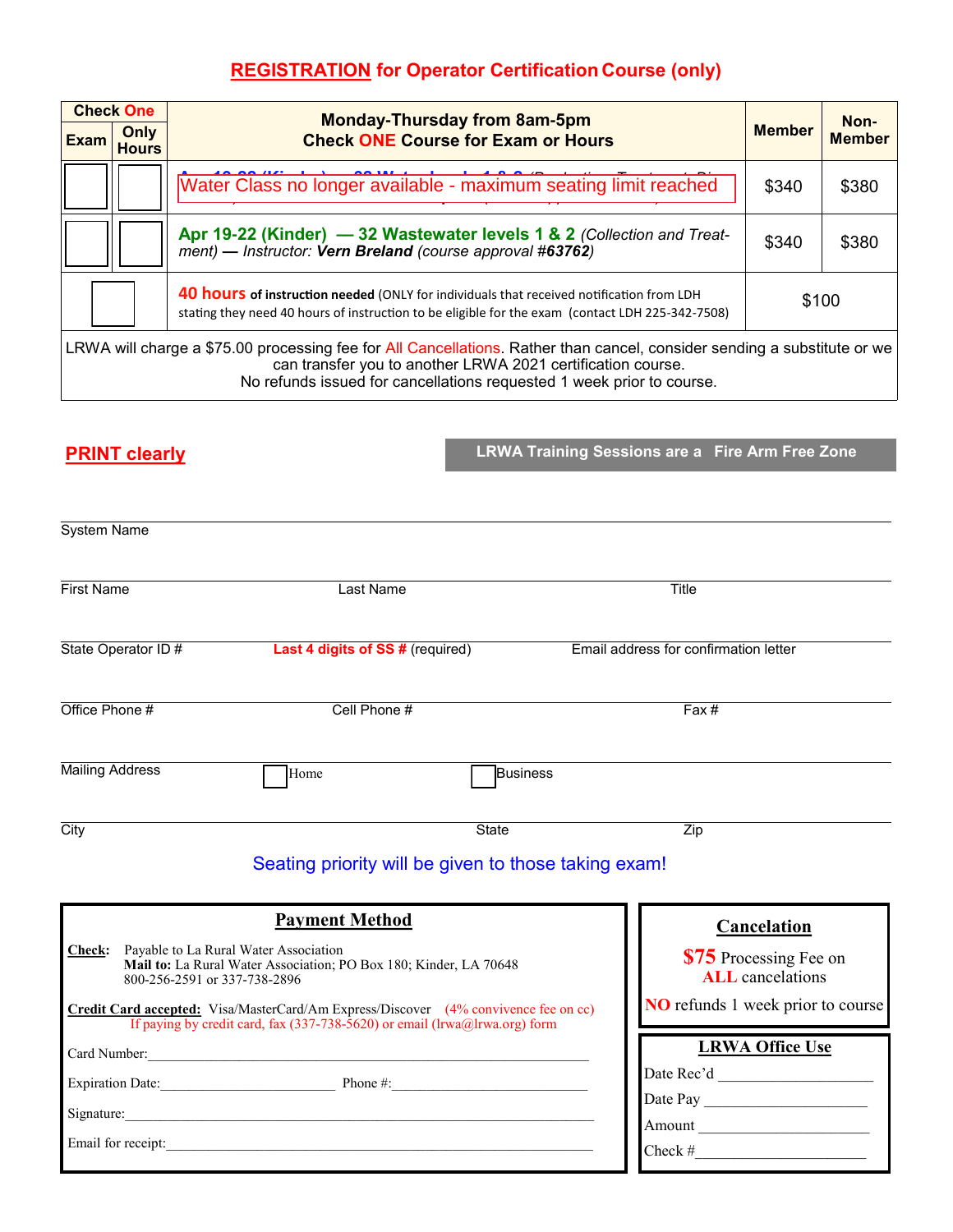# REGISTRATION for Operator Certification Course (only)

| Check One | | Monday-Thursday from 8am-5pm<br>Check ONE Course for Exam or Hours | Member | Non-Member |
|---|---|---|---|---|
| Exam | Only Hours | | | |
| ☐ | ☐ | Water Class no longer available - maximum seating limit reached | $340 | $380 |
| ☐ | ☐ | **Apr 19-22 (Kinder) — 32 Wastewater levels 1 & 2** *(Collection and Treatment) — Instructor:* ***Vern Breland*** *(course approval #****63762****)* | $340 | $380 |
| ☐ | | **40 hours of instruction needed** (ONLY for individuals that received notification from LDH stating they need 40 hours of instruction to be eligible for the exam (contact LDH 225-342-7508) | $100 | |

LRWA will charge a $75.00 processing fee for All Cancellations. Rather than cancel, consider sending a substitute or we can transfer you to another LRWA 2021 certification course.
No refunds issued for cancellations requested 1 week prior to course.

**PRINT clearly**

**LRWA Training Sessions are a Fire Arm Free Zone**

System Name

First Name Last Name Title

State Operator ID # **Last 4 digits of SS #** (required) Email address for confirmation letter

Office Phone # Cell Phone # Fax #

Mailing Address ☐ Home ☐ Business

City State Zip

Seating priority will be given to those taking exam!

## Payment Method

**Check:** Payable to La Rural Water Association
**Mail to:** La Rural Water Association; PO Box 180; Kinder, LA 70648
800-256-2591 or 337-738-2896

**Credit Card accepted:** Visa/MasterCard/Am Express/Discover (4% convivence fee on cc)
If paying by credit card, fax (337-738-5620) or email (lrwa@lrwa.org) form

Card Number:\_\_\_\_\_\_\_\_\_\_\_\_\_\_\_\_\_\_\_\_\_\_\_\_\_\_\_\_\_\_\_\_\_\_\_\_\_\_\_\_

Expiration Date:\_\_\_\_\_\_\_\_\_\_\_\_\_\_\_\_\_\_ Phone #:\_\_\_\_\_\_\_\_\_\_\_\_\_\_\_\_\_\_

Signature:\_\_\_\_\_\_\_\_\_\_\_\_\_\_\_\_\_\_\_\_\_\_\_\_\_\_\_\_\_\_\_\_\_\_\_\_\_\_\_\_

Email for receipt:\_\_\_\_\_\_\_\_\_\_\_\_\_\_\_\_\_\_\_\_\_\_\_\_\_\_\_\_\_\_\_\_\_\_\_\_

## Cancelation

**$75** Processing Fee on **ALL** cancelations

**NO** refunds 1 week prior to course

## LRWA Office Use

Date Rec'd \_\_\_\_\_\_\_\_\_\_\_\_\_\_\_\_\_\_

Date Pay \_\_\_\_\_\_\_\_\_\_\_\_\_\_\_\_\_\_

Amount \_\_\_\_\_\_\_\_\_\_\_\_\_\_\_\_\_\_

Check #\_\_\_\_\_\_\_\_\_\_\_\_\_\_\_\_\_\_